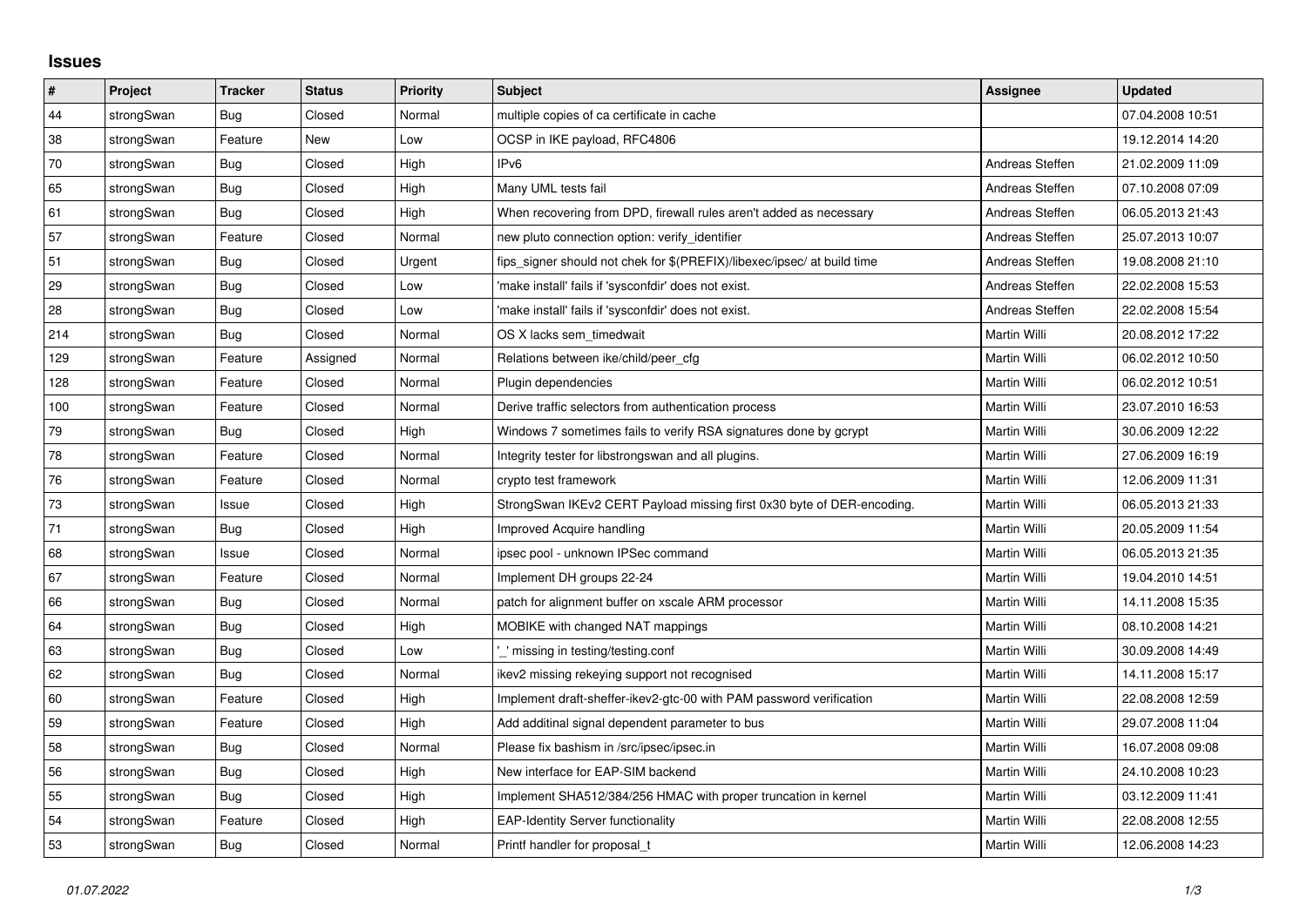# Issues

| # | Project | Tracker | Status | Priority | Subject | Assignee | Updated |
|---|---|---|---|---|---|---|---|
| 44 | strongSwan | Bug | Closed | Normal | multiple copies of ca certificate in cache | | 07.04.2008 10:51 |
| 38 | strongSwan | Feature | New | Low | OCSP in IKE payload, RFC4806 | | 19.12.2014 14:20 |
| 70 | strongSwan | Bug | Closed | High | IPv6 | Andreas Steffen | 21.02.2009 11:09 |
| 65 | strongSwan | Bug | Closed | High | Many UML tests fail | Andreas Steffen | 07.10.2008 07:09 |
| 61 | strongSwan | Bug | Closed | High | When recovering from DPD, firewall rules aren't added as necessary | Andreas Steffen | 06.05.2013 21:43 |
| 57 | strongSwan | Feature | Closed | Normal | new pluto connection option: verify_identifier | Andreas Steffen | 25.07.2013 10:07 |
| 51 | strongSwan | Bug | Closed | Urgent | fips_signer should not chek for $(PREFIX)/libexec/ipsec/ at build time | Andreas Steffen | 19.08.2008 21:10 |
| 29 | strongSwan | Bug | Closed | Low | 'make install' fails if 'sysconfdir' does not exist. | Andreas Steffen | 22.02.2008 15:53 |
| 28 | strongSwan | Bug | Closed | Low | 'make install' fails if 'sysconfdir' does not exist. | Andreas Steffen | 22.02.2008 15:54 |
| 214 | strongSwan | Bug | Closed | Normal | OS X lacks sem_timedwait | Martin Willi | 20.08.2012 17:22 |
| 129 | strongSwan | Feature | Assigned | Normal | Relations between ike/child/peer_cfg | Martin Willi | 06.02.2012 10:50 |
| 128 | strongSwan | Feature | Closed | Normal | Plugin dependencies | Martin Willi | 06.02.2012 10:51 |
| 100 | strongSwan | Feature | Closed | Normal | Derive traffic selectors from authentication process | Martin Willi | 23.07.2010 16:53 |
| 79 | strongSwan | Bug | Closed | High | Windows 7 sometimes fails to verify RSA signatures done by gcrypt | Martin Willi | 30.06.2009 12:22 |
| 78 | strongSwan | Feature | Closed | Normal | Integrity tester for libstrongswan and all plugins. | Martin Willi | 27.06.2009 16:19 |
| 76 | strongSwan | Feature | Closed | Normal | crypto test framework | Martin Willi | 12.06.2009 11:31 |
| 73 | strongSwan | Issue | Closed | High | StrongSwan IKEv2 CERT Payload missing first 0x30 byte of DER-encoding. | Martin Willi | 06.05.2013 21:33 |
| 71 | strongSwan | Bug | Closed | High | Improved Acquire handling | Martin Willi | 20.05.2009 11:54 |
| 68 | strongSwan | Issue | Closed | Normal | ipsec pool - unknown IPSec command | Martin Willi | 06.05.2013 21:35 |
| 67 | strongSwan | Feature | Closed | Normal | Implement DH groups 22-24 | Martin Willi | 19.04.2010 14:51 |
| 66 | strongSwan | Bug | Closed | Normal | patch for alignment buffer on xscale ARM processor | Martin Willi | 14.11.2008 15:35 |
| 64 | strongSwan | Bug | Closed | High | MOBIKE with changed NAT mappings | Martin Willi | 08.10.2008 14:21 |
| 63 | strongSwan | Bug | Closed | Low | '_' missing in testing/testing.conf | Martin Willi | 30.09.2008 14:49 |
| 62 | strongSwan | Bug | Closed | Normal | ikev2 missing rekeying support not recognised | Martin Willi | 14.11.2008 15:17 |
| 60 | strongSwan | Feature | Closed | High | Implement draft-sheffer-ikev2-gtc-00 with PAM password verification | Martin Willi | 22.08.2008 12:59 |
| 59 | strongSwan | Feature | Closed | High | Add additinal signal dependent parameter to bus | Martin Willi | 29.07.2008 11:04 |
| 58 | strongSwan | Bug | Closed | Normal | Please fix bashism in /src/ipsec/ipsec.in | Martin Willi | 16.07.2008 09:08 |
| 56 | strongSwan | Bug | Closed | High | New interface for EAP-SIM backend | Martin Willi | 24.10.2008 10:23 |
| 55 | strongSwan | Bug | Closed | High | Implement SHA512/384/256 HMAC with proper truncation in kernel | Martin Willi | 03.12.2009 11:41 |
| 54 | strongSwan | Feature | Closed | High | EAP-Identity Server functionality | Martin Willi | 22.08.2008 12:55 |
| 53 | strongSwan | Bug | Closed | Normal | Printf handler for proposal_t | Martin Willi | 12.06.2008 14:23 |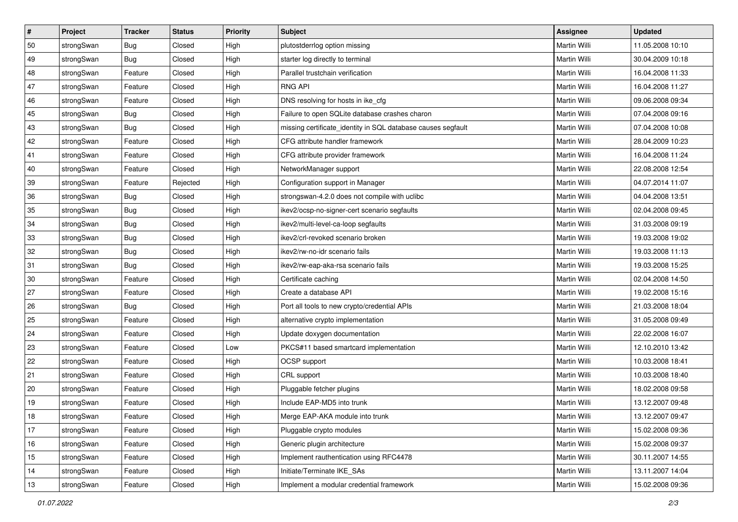| # | Project | Tracker | Status | Priority | Subject | Assignee | Updated |
|---|---|---|---|---|---|---|---|
| 50 | strongSwan | Bug | Closed | High | plutostderrlog option missing | Martin Willi | 11.05.2008 10:10 |
| 49 | strongSwan | Bug | Closed | High | starter log directly to terminal | Martin Willi | 30.04.2009 10:18 |
| 48 | strongSwan | Feature | Closed | High | Parallel trustchain verification | Martin Willi | 16.04.2008 11:33 |
| 47 | strongSwan | Feature | Closed | High | RNG API | Martin Willi | 16.04.2008 11:27 |
| 46 | strongSwan | Feature | Closed | High | DNS resolving for hosts in ike_cfg | Martin Willi | 09.06.2008 09:34 |
| 45 | strongSwan | Bug | Closed | High | Failure to open SQLite database crashes charon | Martin Willi | 07.04.2008 09:16 |
| 43 | strongSwan | Bug | Closed | High | missing certificate_identity in SQL database causes segfault | Martin Willi | 07.04.2008 10:08 |
| 42 | strongSwan | Feature | Closed | High | CFG attribute handler framework | Martin Willi | 28.04.2009 10:23 |
| 41 | strongSwan | Feature | Closed | High | CFG attribute provider framework | Martin Willi | 16.04.2008 11:24 |
| 40 | strongSwan | Feature | Closed | High | NetworkManager support | Martin Willi | 22.08.2008 12:54 |
| 39 | strongSwan | Feature | Rejected | High | Configuration support in Manager | Martin Willi | 04.07.2014 11:07 |
| 36 | strongSwan | Bug | Closed | High | strongswan-4.2.0 does not compile with uclibc | Martin Willi | 04.04.2008 13:51 |
| 35 | strongSwan | Bug | Closed | High | ikev2/ocsp-no-signer-cert scenario segfaults | Martin Willi | 02.04.2008 09:45 |
| 34 | strongSwan | Bug | Closed | High | ikev2/multi-level-ca-loop segfaults | Martin Willi | 31.03.2008 09:19 |
| 33 | strongSwan | Bug | Closed | High | ikev2/crl-revoked scenario broken | Martin Willi | 19.03.2008 19:02 |
| 32 | strongSwan | Bug | Closed | High | ikev2/rw-no-idr scenario fails | Martin Willi | 19.03.2008 11:13 |
| 31 | strongSwan | Bug | Closed | High | ikev2/rw-eap-aka-rsa scenario fails | Martin Willi | 19.03.2008 15:25 |
| 30 | strongSwan | Feature | Closed | High | Certificate caching | Martin Willi | 02.04.2008 14:50 |
| 27 | strongSwan | Feature | Closed | High | Create a database API | Martin Willi | 19.02.2008 15:16 |
| 26 | strongSwan | Bug | Closed | High | Port all tools to new crypto/credential APIs | Martin Willi | 21.03.2008 18:04 |
| 25 | strongSwan | Feature | Closed | High | alternative crypto implementation | Martin Willi | 31.05.2008 09:49 |
| 24 | strongSwan | Feature | Closed | High | Update doxygen documentation | Martin Willi | 22.02.2008 16:07 |
| 23 | strongSwan | Feature | Closed | Low | PKCS#11 based smartcard implementation | Martin Willi | 12.10.2010 13:42 |
| 22 | strongSwan | Feature | Closed | High | OCSP support | Martin Willi | 10.03.2008 18:41 |
| 21 | strongSwan | Feature | Closed | High | CRL support | Martin Willi | 10.03.2008 18:40 |
| 20 | strongSwan | Feature | Closed | High | Pluggable fetcher plugins | Martin Willi | 18.02.2008 09:58 |
| 19 | strongSwan | Feature | Closed | High | Include EAP-MD5 into trunk | Martin Willi | 13.12.2007 09:48 |
| 18 | strongSwan | Feature | Closed | High | Merge EAP-AKA module into trunk | Martin Willi | 13.12.2007 09:47 |
| 17 | strongSwan | Feature | Closed | High | Pluggable crypto modules | Martin Willi | 15.02.2008 09:36 |
| 16 | strongSwan | Feature | Closed | High | Generic plugin architecture | Martin Willi | 15.02.2008 09:37 |
| 15 | strongSwan | Feature | Closed | High | Implement rauthentication using RFC4478 | Martin Willi | 30.11.2007 14:55 |
| 14 | strongSwan | Feature | Closed | High | Initiate/Terminate IKE_SAs | Martin Willi | 13.11.2007 14:04 |
| 13 | strongSwan | Feature | Closed | High | Implement a modular credential framework | Martin Willi | 15.02.2008 09:36 |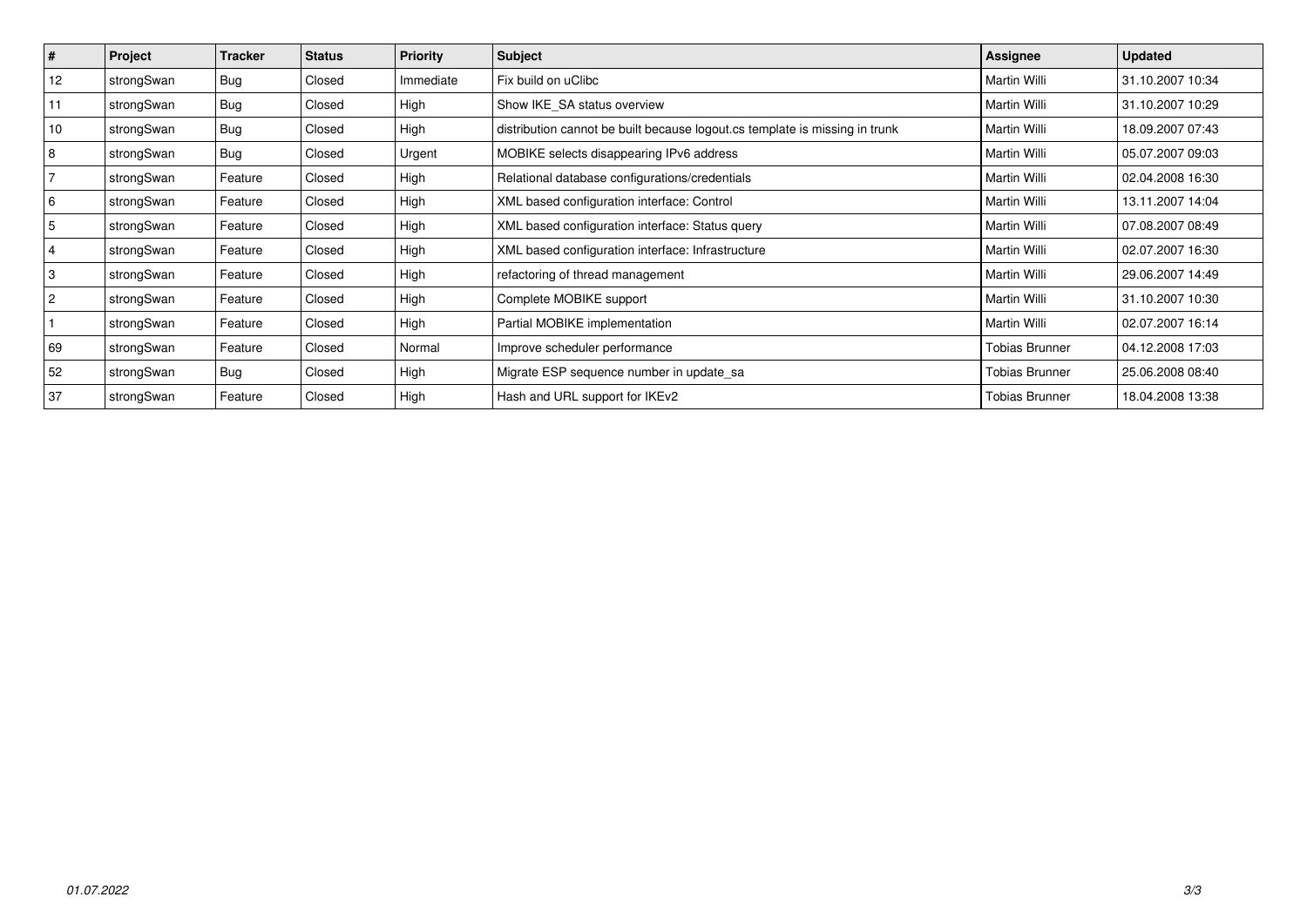| # | Project | Tracker | Status | Priority | Subject | Assignee | Updated |
|---|---|---|---|---|---|---|---|
| 12 | strongSwan | Bug | Closed | Immediate | Fix build on uClibc | Martin Willi | 31.10.2007 10:34 |
| 11 | strongSwan | Bug | Closed | High | Show IKE_SA status overview | Martin Willi | 31.10.2007 10:29 |
| 10 | strongSwan | Bug | Closed | High | distribution cannot be built because logout.cs template is missing in trunk | Martin Willi | 18.09.2007 07:43 |
| 8 | strongSwan | Bug | Closed | Urgent | MOBIKE selects disappearing IPv6 address | Martin Willi | 05.07.2007 09:03 |
| 7 | strongSwan | Feature | Closed | High | Relational database configurations/credentials | Martin Willi | 02.04.2008 16:30 |
| 6 | strongSwan | Feature | Closed | High | XML based configuration interface: Control | Martin Willi | 13.11.2007 14:04 |
| 5 | strongSwan | Feature | Closed | High | XML based configuration interface: Status query | Martin Willi | 07.08.2007 08:49 |
| 4 | strongSwan | Feature | Closed | High | XML based configuration interface: Infrastructure | Martin Willi | 02.07.2007 16:30 |
| 3 | strongSwan | Feature | Closed | High | refactoring of thread management | Martin Willi | 29.06.2007 14:49 |
| 2 | strongSwan | Feature | Closed | High | Complete MOBIKE support | Martin Willi | 31.10.2007 10:30 |
| 1 | strongSwan | Feature | Closed | High | Partial MOBIKE implementation | Martin Willi | 02.07.2007 16:14 |
| 69 | strongSwan | Feature | Closed | Normal | Improve scheduler performance | Tobias Brunner | 04.12.2008 17:03 |
| 52 | strongSwan | Bug | Closed | High | Migrate ESP sequence number in update_sa | Tobias Brunner | 25.06.2008 08:40 |
| 37 | strongSwan | Feature | Closed | High | Hash and URL support for IKEv2 | Tobias Brunner | 18.04.2008 13:38 |